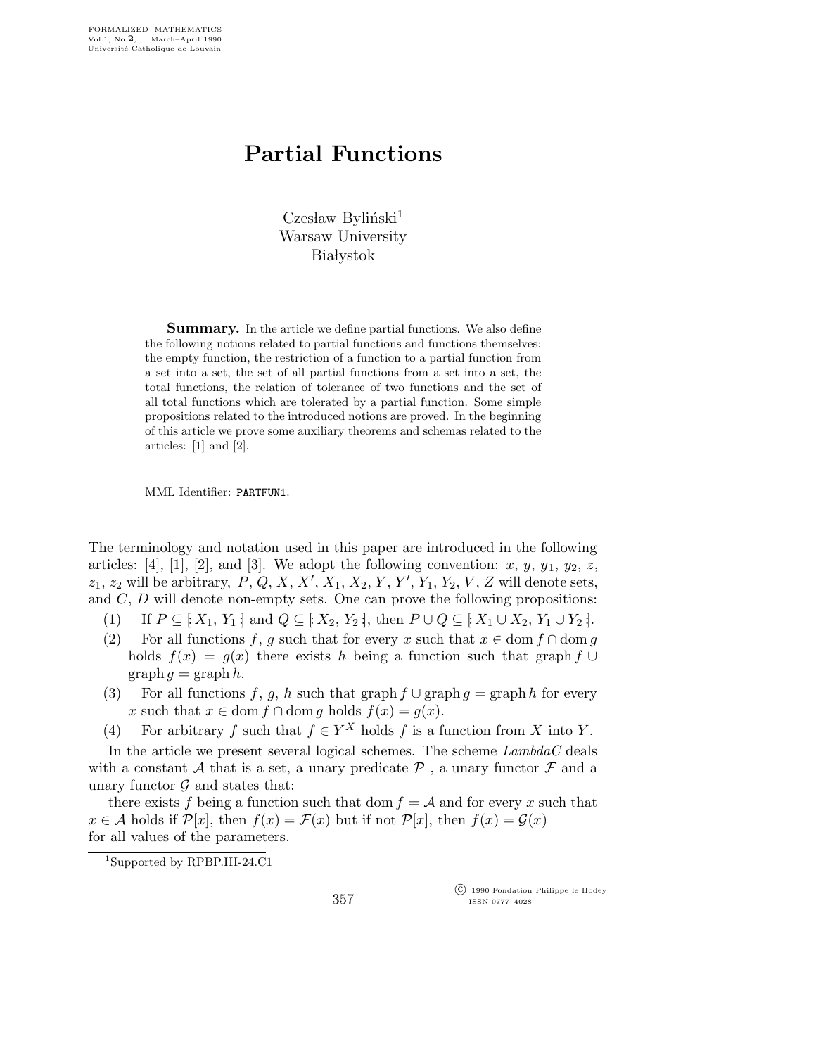FORMALIZED MATHEMATICS
Vol.1, No.2, March–April 1990
Université Catholique de Louvain

# Partial Functions

Czesław Byliński[1]
Warsaw University
Białystok

**Summary.** In the article we define partial functions. We also define the following notions related to partial functions and functions themselves: the empty function, the restriction of a function to a partial function from a set into a set, the set of all partial functions from a set into a set, the total functions, the relation of tolerance of two functions and the set of all total functions which are tolerated by a partial function. Some simple propositions related to the introduced notions are proved. In the beginning of this article we prove some auxiliary theorems and schemas related to the articles: [1] and [2].

MML Identifier: PARTFUN1.

The terminology and notation used in this paper are introduced in the following articles: [4], [1], [2], and [3]. We adopt the following convention: $x$, $y$, $y_1$, $y_2$, $z$, $z_1$, $z_2$ will be arbitrary, $P$, $Q$, $X$, $X'$, $X_1$, $X_2$, $Y$, $Y'$, $Y_1$, $Y_2$, $V$, $Z$ will denote sets, and $C$, $D$ will denote non-empty sets. One can prove the following propositions:

(1) If $P \subseteq [: X_1, Y_1 :]$ and $Q \subseteq [: X_2, Y_2 :]$, then $P \cup Q \subseteq [: X_1 \cup X_2, Y_1 \cup Y_2 :]$.

(2) For all functions $f$, $g$ such that for every $x$ such that $x \in \operatorname{dom} f \cap \operatorname{dom} g$ holds $f(x) = g(x)$ there exists $h$ being a function such that $\operatorname{graph} f \cup \operatorname{graph} g = \operatorname{graph} h$.

(3) For all functions $f$, $g$, $h$ such that $\operatorname{graph} f \cup \operatorname{graph} g = \operatorname{graph} h$ for every $x$ such that $x \in \operatorname{dom} f \cap \operatorname{dom} g$ holds $f(x) = g(x)$.

(4) For arbitrary $f$ such that $f \in Y^X$ holds $f$ is a function from $X$ into $Y$.

In the article we present several logical schemes. The scheme *LambdaC* deals with a constant $\mathcal{A}$ that is a set, a unary predicate $\mathcal{P}$, a unary functor $\mathcal{F}$ and a unary functor $\mathcal{G}$ and states that:

there exists $f$ being a function such that $\operatorname{dom} f = \mathcal{A}$ and for every $x$ such that $x \in \mathcal{A}$ holds if $\mathcal{P}[x]$, then $f(x) = \mathcal{F}(x)$ but if not $\mathcal{P}[x]$, then $f(x) = \mathcal{G}(x)$ for all values of the parameters.

[1] Supported by RPBP.III-24.C1

© 1990 Fondation Philippe le Hodey
ISSN 0777–4028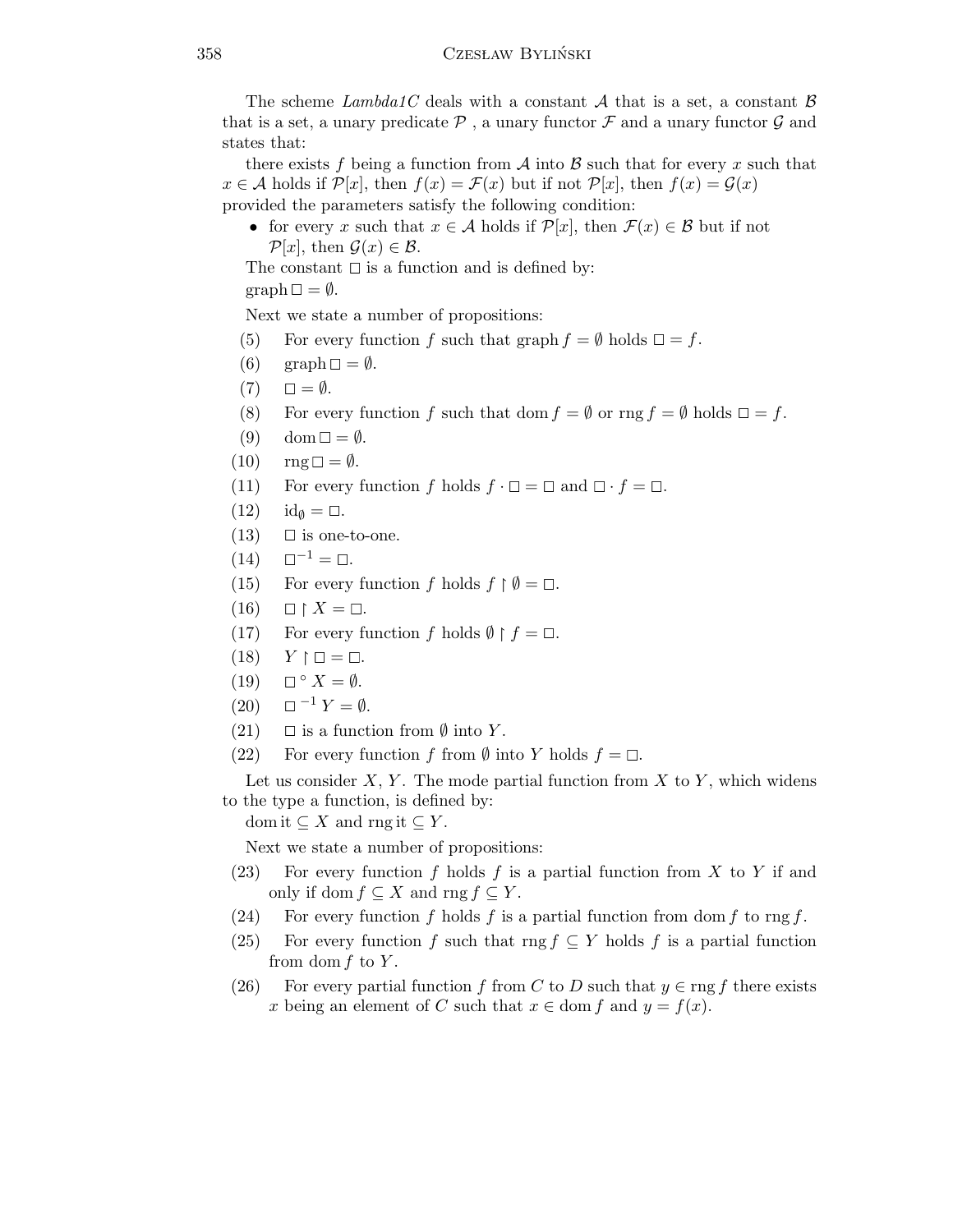The scheme *Lambda1C* deals with a constant $\mathcal{A}$ that is a set, a constant $\mathcal{B}$ that is a set, a unary predicate $\mathcal{P}$ , a unary functor $\mathcal{F}$ and a unary functor $\mathcal{G}$ and states that:

there exists $f$ being a function from $\mathcal{A}$ into $\mathcal{B}$ such that for every $x$ such that $x \in \mathcal{A}$ holds if $\mathcal{P}[x]$, then $f(x) = \mathcal{F}(x)$ but if not $\mathcal{P}[x]$, then $f(x) = \mathcal{G}(x)$ provided the parameters satisfy the following condition:

- for every $x$ such that $x \in \mathcal{A}$ holds if $\mathcal{P}[x]$, then $\mathcal{F}(x) \in \mathcal{B}$ but if not $\mathcal{P}[x]$, then $\mathcal{G}(x) \in \mathcal{B}$.

The constant $\square$ is a function and is defined by:

graph $\square = \emptyset$.

Next we state a number of propositions:

(5) For every function $f$ such that graph $f = \emptyset$ holds $\square = f$.

(6) graph $\square = \emptyset$.

(7) $\square = \emptyset$.

(8) For every function $f$ such that $\operatorname{dom} f = \emptyset$ or $\operatorname{rng} f = \emptyset$ holds $\square = f$.

(9) $\operatorname{dom} \square = \emptyset$.

(10) $\operatorname{rng} \square = \emptyset$.

(11) For every function $f$ holds $f \cdot \square = \square$ and $\square \cdot f = \square$.

(12) $\mathrm{id}_{\emptyset} = \square$.

(13) $\square$ is one-to-one.

(14) $\square^{-1} = \square$.

(15) For every function $f$ holds $f \restriction \emptyset = \square$.

(16) $\square \restriction X = \square$.

(17) For every function $f$ holds $\emptyset \restriction f = \square$.

(18) $Y \restriction \square = \square$.

(19) $\square ^\circ X = \emptyset$.

(20) $\square ^{-1} Y = \emptyset$.

(21) $\square$ is a function from $\emptyset$ into $Y$.

(22) For every function $f$ from $\emptyset$ into $Y$ holds $f = \square$.

Let us consider $X$, $Y$. The mode partial function from $X$ to $Y$, which widens to the type a function, is defined by:

dom it $\subseteq X$ and rng it $\subseteq Y$.

Next we state a number of propositions:

(23) For every function $f$ holds $f$ is a partial function from $X$ to $Y$ if and only if $\operatorname{dom} f \subseteq X$ and $\operatorname{rng} f \subseteq Y$.

(24) For every function $f$ holds $f$ is a partial function from $\operatorname{dom} f$ to $\operatorname{rng} f$.

(25) For every function $f$ such that $\operatorname{rng} f \subseteq Y$ holds $f$ is a partial function from $\operatorname{dom} f$ to $Y$.

(26) For every partial function $f$ from $C$ to $D$ such that $y \in \operatorname{rng} f$ there exists $x$ being an element of $C$ such that $x \in \operatorname{dom} f$ and $y = f(x)$.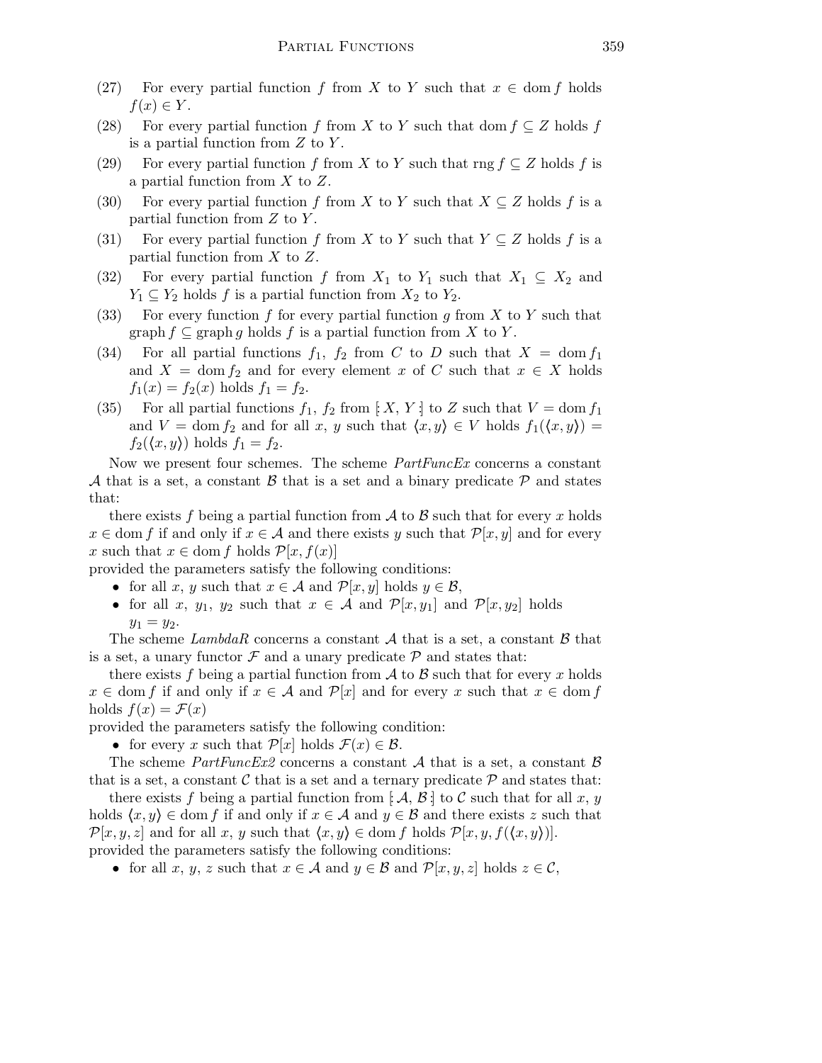(27) For every partial function $f$ from $X$ to $Y$ such that $x \in \operatorname{dom} f$ holds $f(x) \in Y$.

(28) For every partial function $f$ from $X$ to $Y$ such that $\operatorname{dom} f \subseteq Z$ holds $f$ is a partial function from $Z$ to $Y$.

(29) For every partial function $f$ from $X$ to $Y$ such that $\operatorname{rng} f \subseteq Z$ holds $f$ is a partial function from $X$ to $Z$.

(30) For every partial function $f$ from $X$ to $Y$ such that $X \subseteq Z$ holds $f$ is a partial function from $Z$ to $Y$.

(31) For every partial function $f$ from $X$ to $Y$ such that $Y \subseteq Z$ holds $f$ is a partial function from $X$ to $Z$.

(32) For every partial function $f$ from $X_1$ to $Y_1$ such that $X_1 \subseteq X_2$ and $Y_1 \subseteq Y_2$ holds $f$ is a partial function from $X_2$ to $Y_2$.

(33) For every function $f$ for every partial function $g$ from $X$ to $Y$ such that $\operatorname{graph} f \subseteq \operatorname{graph} g$ holds $f$ is a partial function from $X$ to $Y$.

(34) For all partial functions $f_1$, $f_2$ from $C$ to $D$ such that $X = \operatorname{dom} f_1$ and $X = \operatorname{dom} f_2$ and for every element $x$ of $C$ such that $x \in X$ holds $f_1(x) = f_2(x)$ holds $f_1 = f_2$.

(35) For all partial functions $f_1$, $f_2$ from $[: X, Y :]$ to $Z$ such that $V = \operatorname{dom} f_1$ and $V = \operatorname{dom} f_2$ and for all $x$, $y$ such that $\langle x, y \rangle \in V$ holds $f_1(\langle x, y \rangle) = f_2(\langle x, y \rangle)$ holds $f_1 = f_2$.

Now we present four schemes. The scheme *PartFuncEx* concerns a constant $\mathcal{A}$ that is a set, a constant $\mathcal{B}$ that is a set and a binary predicate $\mathcal{P}$ and states that:

there exists $f$ being a partial function from $\mathcal{A}$ to $\mathcal{B}$ such that for every $x$ holds $x \in \operatorname{dom} f$ if and only if $x \in \mathcal{A}$ and there exists $y$ such that $\mathcal{P}[x, y]$ and for every $x$ such that $x \in \operatorname{dom} f$ holds $\mathcal{P}[x, f(x)]$

provided the parameters satisfy the following conditions:

- for all $x$, $y$ such that $x \in \mathcal{A}$ and $\mathcal{P}[x, y]$ holds $y \in \mathcal{B}$,
- for all $x$, $y_1$, $y_2$ such that $x \in \mathcal{A}$ and $\mathcal{P}[x, y_1]$ and $\mathcal{P}[x, y_2]$ holds $y_1 = y_2$.

The scheme *LambdaR* concerns a constant $\mathcal{A}$ that is a set, a constant $\mathcal{B}$ that is a set, a unary functor $\mathcal{F}$ and a unary predicate $\mathcal{P}$ and states that:

there exists $f$ being a partial function from $\mathcal{A}$ to $\mathcal{B}$ such that for every $x$ holds $x \in \operatorname{dom} f$ if and only if $x \in \mathcal{A}$ and $\mathcal{P}[x]$ and for every $x$ such that $x \in \operatorname{dom} f$ holds $f(x) = \mathcal{F}(x)$

provided the parameters satisfy the following condition:

- for every $x$ such that $\mathcal{P}[x]$ holds $\mathcal{F}(x) \in \mathcal{B}$.

The scheme *PartFuncEx2* concerns a constant $\mathcal{A}$ that is a set, a constant $\mathcal{B}$ that is a set, a constant $\mathcal{C}$ that is a set and a ternary predicate $\mathcal{P}$ and states that:

there exists $f$ being a partial function from $[: \mathcal{A}, \mathcal{B} :]$ to $\mathcal{C}$ such that for all $x$, $y$ holds $\langle x, y \rangle \in \operatorname{dom} f$ if and only if $x \in \mathcal{A}$ and $y \in \mathcal{B}$ and there exists $z$ such that $\mathcal{P}[x, y, z]$ and for all $x$, $y$ such that $\langle x, y \rangle \in \operatorname{dom} f$ holds $\mathcal{P}[x, y, f(\langle x, y \rangle)]$.

provided the parameters satisfy the following conditions:

- for all $x$, $y$, $z$ such that $x \in \mathcal{A}$ and $y \in \mathcal{B}$ and $\mathcal{P}[x, y, z]$ holds $z \in \mathcal{C}$,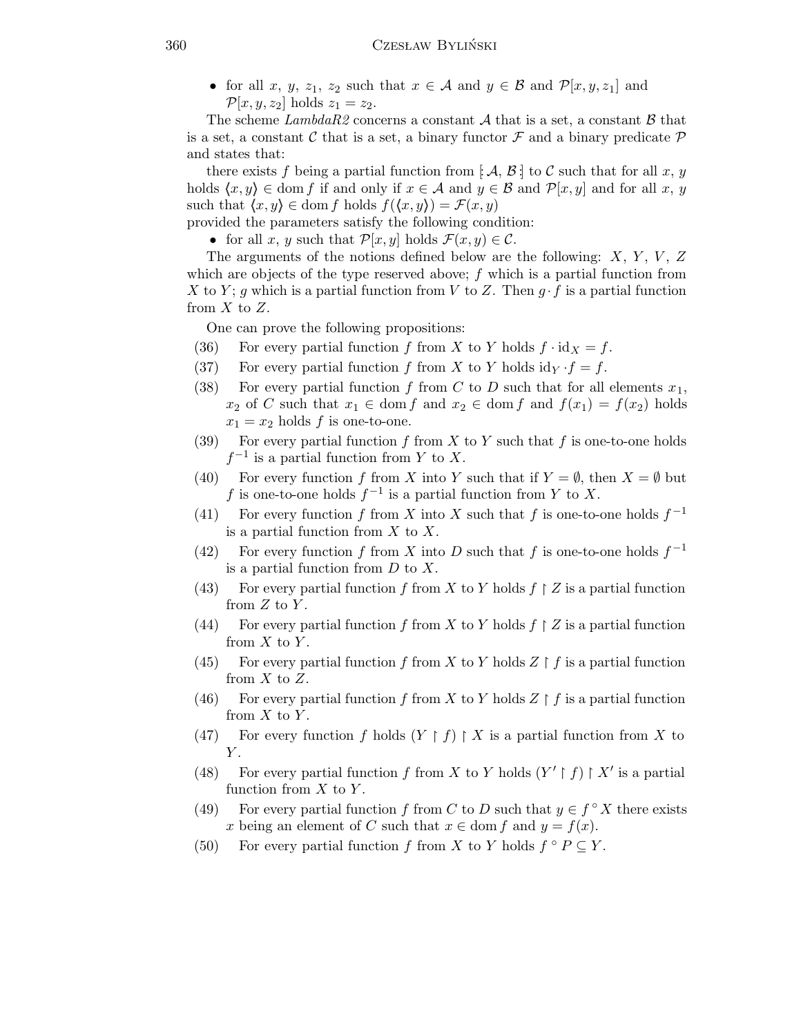- for all $x$, $y$, $z_1$, $z_2$ such that $x \in \mathcal{A}$ and $y \in \mathcal{B}$ and $\mathcal{P}[x, y, z_1]$ and $\mathcal{P}[x, y, z_2]$ holds $z_1 = z_2$.

The scheme *LambdaR2* concerns a constant $\mathcal{A}$ that is a set, a constant $\mathcal{B}$ that is a set, a constant $\mathcal{C}$ that is a set, a binary functor $\mathcal{F}$ and a binary predicate $\mathcal{P}$ and states that:

there exists $f$ being a partial function from $[\!:\mathcal{A}, \mathcal{B}:\!]$ to $\mathcal{C}$ such that for all $x$, $y$ holds $\langle x, y \rangle \in \operatorname{dom} f$ if and only if $x \in \mathcal{A}$ and $y \in \mathcal{B}$ and $\mathcal{P}[x, y]$ and for all $x$, $y$ such that $\langle x, y \rangle \in \operatorname{dom} f$ holds $f(\langle x, y \rangle) = \mathcal{F}(x, y)$

provided the parameters satisfy the following condition:

- for all $x$, $y$ such that $\mathcal{P}[x, y]$ holds $\mathcal{F}(x, y) \in \mathcal{C}$.

The arguments of the notions defined below are the following: $X$, $Y$, $V$, $Z$ which are objects of the type reserved above; $f$ which is a partial function from $X$ to $Y$; $g$ which is a partial function from $V$ to $Z$. Then $g \cdot f$ is a partial function from $X$ to $Z$.

One can prove the following propositions:

(36) For every partial function $f$ from $X$ to $Y$ holds $f \cdot \mathrm{id}_X = f$.

(37) For every partial function $f$ from $X$ to $Y$ holds $\mathrm{id}_Y \cdot f = f$.

(38) For every partial function $f$ from $C$ to $D$ such that for all elements $x_1$, $x_2$ of $C$ such that $x_1 \in \operatorname{dom} f$ and $x_2 \in \operatorname{dom} f$ and $f(x_1) = f(x_2)$ holds $x_1 = x_2$ holds $f$ is one-to-one.

(39) For every partial function $f$ from $X$ to $Y$ such that $f$ is one-to-one holds $f^{-1}$ is a partial function from $Y$ to $X$.

(40) For every function $f$ from $X$ into $Y$ such that if $Y = \emptyset$, then $X = \emptyset$ but $f$ is one-to-one holds $f^{-1}$ is a partial function from $Y$ to $X$.

(41) For every function $f$ from $X$ into $X$ such that $f$ is one-to-one holds $f^{-1}$ is a partial function from $X$ to $X$.

(42) For every function $f$ from $X$ into $D$ such that $f$ is one-to-one holds $f^{-1}$ is a partial function from $D$ to $X$.

(43) For every partial function $f$ from $X$ to $Y$ holds $f \restriction Z$ is a partial function from $Z$ to $Y$.

(44) For every partial function $f$ from $X$ to $Y$ holds $f \restriction Z$ is a partial function from $X$ to $Y$.

(45) For every partial function $f$ from $X$ to $Y$ holds $Z \upharpoonright f$ is a partial function from $X$ to $Z$.

(46) For every partial function $f$ from $X$ to $Y$ holds $Z \upharpoonright f$ is a partial function from $X$ to $Y$.

(47) For every function $f$ holds $(Y \upharpoonright f) \restriction X$ is a partial function from $X$ to $Y$.

(48) For every partial function $f$ from $X$ to $Y$ holds $(Y' \upharpoonright f) \restriction X'$ is a partial function from $X$ to $Y$.

(49) For every partial function $f$ from $C$ to $D$ such that $y \in f^\circ X$ there exists $x$ being an element of $C$ such that $x \in \operatorname{dom} f$ and $y = f(x)$.

(50) For every partial function $f$ from $X$ to $Y$ holds $f^\circ P \subseteq Y$.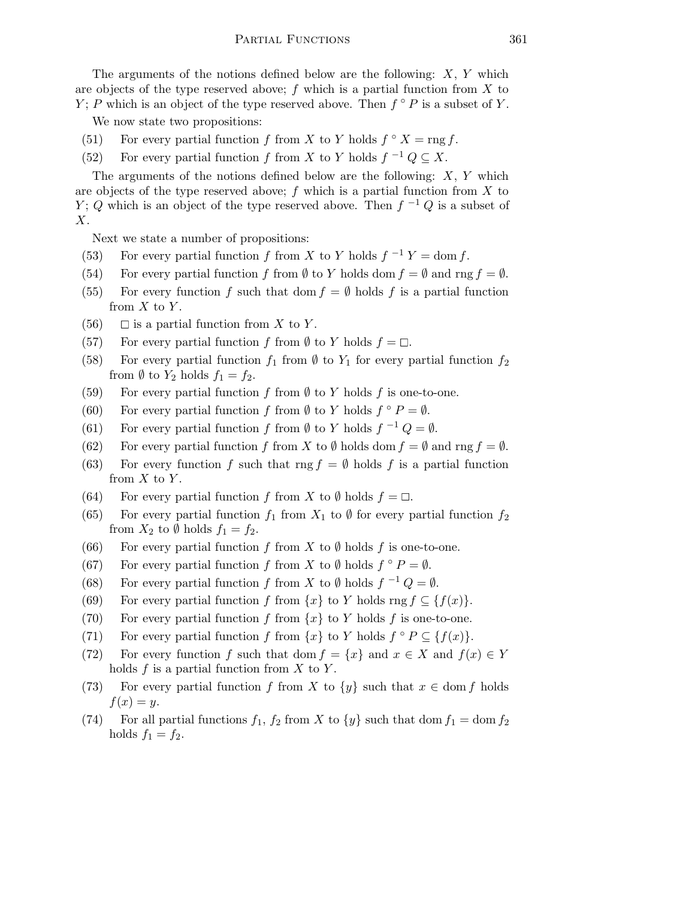The arguments of the notions defined below are the following: $X$, $Y$ which are objects of the type reserved above; $f$ which is a partial function from $X$ to $Y$; $P$ which is an object of the type reserved above. Then $f^{\circ} P$ is a subset of $Y$.

We now state two propositions:

(51) For every partial function $f$ from $X$ to $Y$ holds $f^{\circ} X = \operatorname{rng} f$.

(52) For every partial function $f$ from $X$ to $Y$ holds $f^{-1} Q \subseteq X$.

The arguments of the notions defined below are the following: $X$, $Y$ which are objects of the type reserved above; $f$ which is a partial function from $X$ to $Y$; $Q$ which is an object of the type reserved above. Then $f^{-1} Q$ is a subset of $X$.

Next we state a number of propositions:

(53) For every partial function $f$ from $X$ to $Y$ holds $f^{-1} Y = \operatorname{dom} f$.

(54) For every partial function $f$ from $\emptyset$ to $Y$ holds $\operatorname{dom} f = \emptyset$ and $\operatorname{rng} f = \emptyset$.

(55) For every function $f$ such that $\operatorname{dom} f = \emptyset$ holds $f$ is a partial function from $X$ to $Y$.

(56) $\square$ is a partial function from $X$ to $Y$.

(57) For every partial function $f$ from $\emptyset$ to $Y$ holds $f = \square$.

(58) For every partial function $f_1$ from $\emptyset$ to $Y_1$ for every partial function $f_2$ from $\emptyset$ to $Y_2$ holds $f_1 = f_2$.

(59) For every partial function $f$ from $\emptyset$ to $Y$ holds $f$ is one-to-one.

(60) For every partial function $f$ from $\emptyset$ to $Y$ holds $f^{\circ} P = \emptyset$.

(61) For every partial function $f$ from $\emptyset$ to $Y$ holds $f^{-1} Q = \emptyset$.

(62) For every partial function $f$ from $X$ to $\emptyset$ holds $\operatorname{dom} f = \emptyset$ and $\operatorname{rng} f = \emptyset$.

(63) For every function $f$ such that $\operatorname{rng} f = \emptyset$ holds $f$ is a partial function from $X$ to $Y$.

(64) For every partial function $f$ from $X$ to $\emptyset$ holds $f = \square$.

(65) For every partial function $f_1$ from $X_1$ to $\emptyset$ for every partial function $f_2$ from $X_2$ to $\emptyset$ holds $f_1 = f_2$.

(66) For every partial function $f$ from $X$ to $\emptyset$ holds $f$ is one-to-one.

(67) For every partial function $f$ from $X$ to $\emptyset$ holds $f^{\circ} P = \emptyset$.

(68) For every partial function $f$ from $X$ to $\emptyset$ holds $f^{-1} Q = \emptyset$.

(69) For every partial function $f$ from $\{x\}$ to $Y$ holds $\operatorname{rng} f \subseteq \{f(x)\}$.

(70) For every partial function $f$ from $\{x\}$ to $Y$ holds $f$ is one-to-one.

(71) For every partial function $f$ from $\{x\}$ to $Y$ holds $f^{\circ} P \subseteq \{f(x)\}$.

(72) For every function $f$ such that $\operatorname{dom} f = \{x\}$ and $x \in X$ and $f(x) \in Y$ holds $f$ is a partial function from $X$ to $Y$.

(73) For every partial function $f$ from $X$ to $\{y\}$ such that $x \in \operatorname{dom} f$ holds $f(x) = y$.

(74) For all partial functions $f_1$, $f_2$ from $X$ to $\{y\}$ such that $\operatorname{dom} f_1 = \operatorname{dom} f_2$ holds $f_1 = f_2$.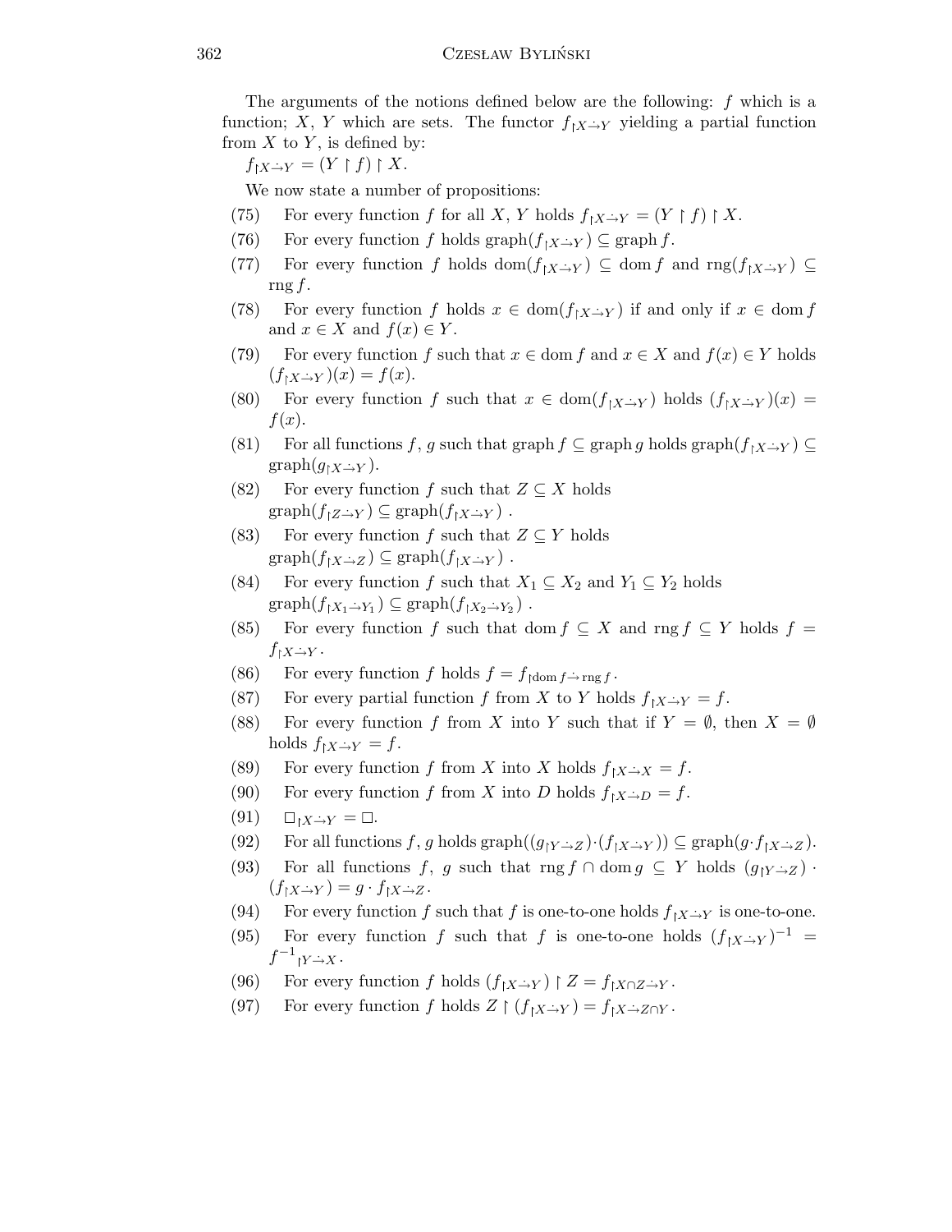The arguments of the notions defined below are the following: $f$ which is a function; $X$, $Y$ which are sets. The functor $f_{\restriction X \dot{\to} Y}$ yielding a partial function from $X$ to $Y$, is defined by:

$f_{\restriction X \dot{\to} Y} = (Y \restriction f) \restriction X$.

We now state a number of propositions:

(75) For every function $f$ for all $X$, $Y$ holds $f_{\restriction X \dot{\to} Y} = (Y \restriction f) \restriction X$.

(76) For every function $f$ holds $\operatorname{graph}(f_{\restriction X \dot{\to} Y}) \subseteq \operatorname{graph} f$.

(77) For every function $f$ holds $\operatorname{dom}(f_{\restriction X \dot{\to} Y}) \subseteq \operatorname{dom} f$ and $\operatorname{rng}(f_{\restriction X \dot{\to} Y}) \subseteq \operatorname{rng} f$.

(78) For every function $f$ holds $x \in \operatorname{dom}(f_{\restriction X \dot{\to} Y})$ if and only if $x \in \operatorname{dom} f$ and $x \in X$ and $f(x) \in Y$.

(79) For every function $f$ such that $x \in \operatorname{dom} f$ and $x \in X$ and $f(x) \in Y$ holds $(f_{\restriction X \dot{\to} Y})(x) = f(x)$.

(80) For every function $f$ such that $x \in \operatorname{dom}(f_{\restriction X \dot{\to} Y})$ holds $(f_{\restriction X \dot{\to} Y})(x) = f(x)$.

(81) For all functions $f$, $g$ such that $\operatorname{graph} f \subseteq \operatorname{graph} g$ holds $\operatorname{graph}(f_{\restriction X \dot{\to} Y}) \subseteq \operatorname{graph}(g_{\restriction X \dot{\to} Y})$.

(82) For every function $f$ such that $Z \subseteq X$ holds $\operatorname{graph}(f_{\restriction Z \dot{\to} Y}) \subseteq \operatorname{graph}(f_{\restriction X \dot{\to} Y})$ .

(83) For every function $f$ such that $Z \subseteq Y$ holds $\operatorname{graph}(f_{\restriction X \dot{\to} Z}) \subseteq \operatorname{graph}(f_{\restriction X \dot{\to} Y})$ .

(84) For every function $f$ such that $X_1 \subseteq X_2$ and $Y_1 \subseteq Y_2$ holds $\operatorname{graph}(f_{\restriction X_1 \dot{\to} Y_1}) \subseteq \operatorname{graph}(f_{\restriction X_2 \dot{\to} Y_2})$ .

(85) For every function $f$ such that $\operatorname{dom} f \subseteq X$ and $\operatorname{rng} f \subseteq Y$ holds $f = f_{\restriction X \dot{\to} Y}$.

(86) For every function $f$ holds $f = f_{\restriction \operatorname{dom} f \dot{\to} \operatorname{rng} f}$.

(87) For every partial function $f$ from $X$ to $Y$ holds $f_{\restriction X \dot{\to} Y} = f$.

(88) For every function $f$ from $X$ into $Y$ such that if $Y = \emptyset$, then $X = \emptyset$ holds $f_{\restriction X \dot{\to} Y} = f$.

(89) For every function $f$ from $X$ into $X$ holds $f_{\restriction X \dot{\to} X} = f$.

(90) For every function $f$ from $X$ into $D$ holds $f_{\restriction X \dot{\to} D} = f$.

(91) $\square_{\restriction X \dot{\to} Y} = \square$.

(92) For all functions $f$, $g$ holds $\operatorname{graph}((g_{\restriction Y \dot{\to} Z}) \cdot (f_{\restriction X \dot{\to} Y})) \subseteq \operatorname{graph}(g \cdot f_{\restriction X \dot{\to} Z})$.

(93) For all functions $f$, $g$ such that $\operatorname{rng} f \cap \operatorname{dom} g \subseteq Y$ holds $(g_{\restriction Y \dot{\to} Z}) \cdot (f_{\restriction X \dot{\to} Y}) = g \cdot f_{\restriction X \dot{\to} Z}$.

(94) For every function $f$ such that $f$ is one-to-one holds $f_{\restriction X \dot{\to} Y}$ is one-to-one.

(95) For every function $f$ such that $f$ is one-to-one holds $(f_{\restriction X \dot{\to} Y})^{-1} = f^{-1}{}_{\restriction Y \dot{\to} X}$.

(96) For every function $f$ holds $(f_{\restriction X \dot{\to} Y}) \restriction Z = f_{\restriction X \cap Z \dot{\to} Y}$.

(97) For every function $f$ holds $Z \restriction (f_{\restriction X \dot{\to} Y}) = f_{\restriction X \dot{\to} Z \cap Y}$.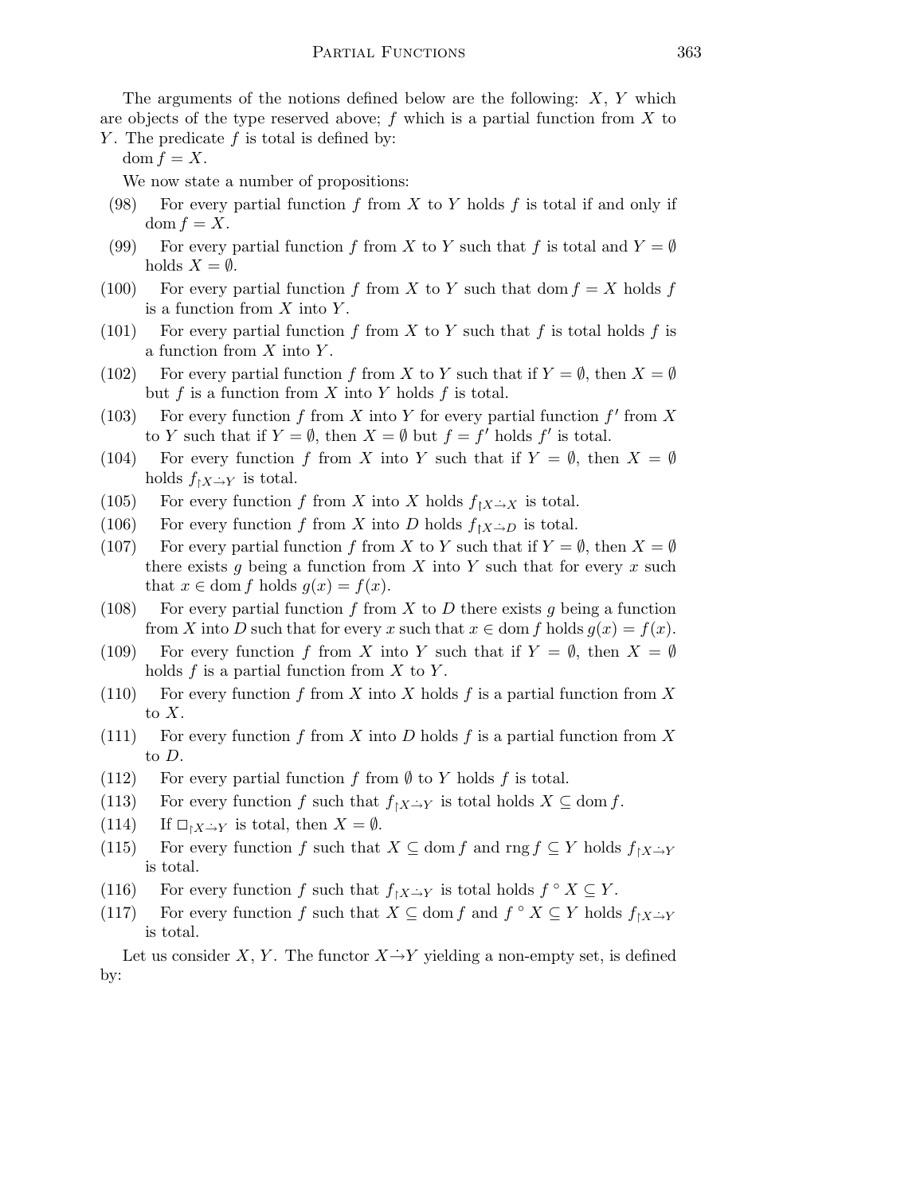The arguments of the notions defined below are the following: $X$, $Y$ which are objects of the type reserved above; $f$ which is a partial function from $X$ to $Y$. The predicate $f$ is total is defined by:

$\operatorname{dom} f = X$.

We now state a number of propositions:

(98) For every partial function $f$ from $X$ to $Y$ holds $f$ is total if and only if $\operatorname{dom} f = X$.

(99) For every partial function $f$ from $X$ to $Y$ such that $f$ is total and $Y = \emptyset$ holds $X = \emptyset$.

(100) For every partial function $f$ from $X$ to $Y$ such that $\operatorname{dom} f = X$ holds $f$ is a function from $X$ into $Y$.

(101) For every partial function $f$ from $X$ to $Y$ such that $f$ is total holds $f$ is a function from $X$ into $Y$.

(102) For every partial function $f$ from $X$ to $Y$ such that if $Y = \emptyset$, then $X = \emptyset$ but $f$ is a function from $X$ into $Y$ holds $f$ is total.

(103) For every function $f$ from $X$ into $Y$ for every partial function $f'$ from $X$ to $Y$ such that if $Y = \emptyset$, then $X = \emptyset$ but $f = f'$ holds $f'$ is total.

(104) For every function $f$ from $X$ into $Y$ such that if $Y = \emptyset$, then $X = \emptyset$ holds $f_{\restriction X \dot{\to} Y}$ is total.

(105) For every function $f$ from $X$ into $X$ holds $f_{\restriction X \dot{\to} X}$ is total.

(106) For every function $f$ from $X$ into $D$ holds $f_{\restriction X \dot{\to} D}$ is total.

(107) For every partial function $f$ from $X$ to $Y$ such that if $Y = \emptyset$, then $X = \emptyset$ there exists $g$ being a function from $X$ into $Y$ such that for every $x$ such that $x \in \operatorname{dom} f$ holds $g(x) = f(x)$.

(108) For every partial function $f$ from $X$ to $D$ there exists $g$ being a function from $X$ into $D$ such that for every $x$ such that $x \in \operatorname{dom} f$ holds $g(x) = f(x)$.

(109) For every function $f$ from $X$ into $Y$ such that if $Y = \emptyset$, then $X = \emptyset$ holds $f$ is a partial function from $X$ to $Y$.

(110) For every function $f$ from $X$ into $X$ holds $f$ is a partial function from $X$ to $X$.

(111) For every function $f$ from $X$ into $D$ holds $f$ is a partial function from $X$ to $D$.

(112) For every partial function $f$ from $\emptyset$ to $Y$ holds $f$ is total.

(113) For every function $f$ such that $f_{\restriction X \dot{\to} Y}$ is total holds $X \subseteq \operatorname{dom} f$.

(114) If $\square_{\restriction X \dot{\to} Y}$ is total, then $X = \emptyset$.

(115) For every function $f$ such that $X \subseteq \operatorname{dom} f$ and $\operatorname{rng} f \subseteq Y$ holds $f_{\restriction X \dot{\to} Y}$ is total.

(116) For every function $f$ such that $f_{\restriction X \dot{\to} Y}$ is total holds $f\,^\circ\, X \subseteq Y$.

(117) For every function $f$ such that $X \subseteq \operatorname{dom} f$ and $f\,^\circ\, X \subseteq Y$ holds $f_{\restriction X \dot{\to} Y}$ is total.

Let us consider $X$, $Y$. The functor $X \dot{\to} Y$ yielding a non-empty set, is defined by: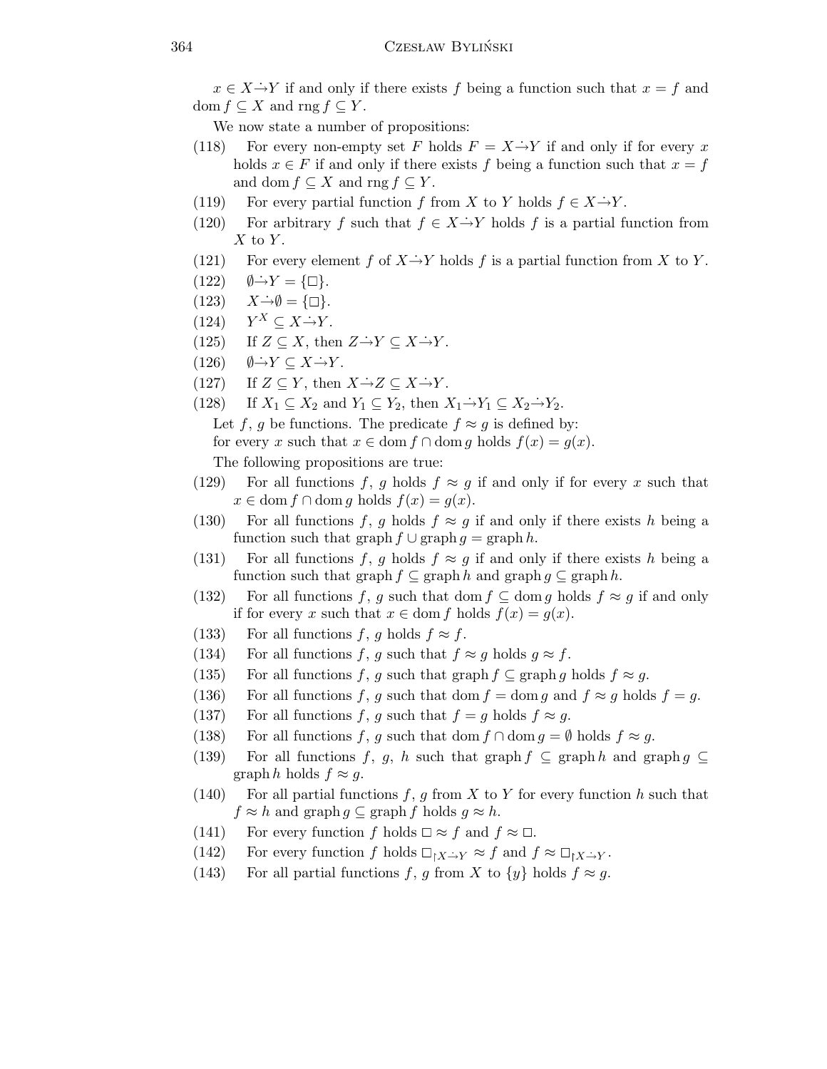$x \in X \dot{\to} Y$ if and only if there exists $f$ being a function such that $x = f$ and $\operatorname{dom} f \subseteq X$ and $\operatorname{rng} f \subseteq Y$.

We now state a number of propositions:

(118) For every non-empty set $F$ holds $F = X \dot{\to} Y$ if and only if for every $x$ holds $x \in F$ if and only if there exists $f$ being a function such that $x = f$ and $\operatorname{dom} f \subseteq X$ and $\operatorname{rng} f \subseteq Y$.

(119) For every partial function $f$ from $X$ to $Y$ holds $f \in X \dot{\to} Y$.

(120) For arbitrary $f$ such that $f \in X \dot{\to} Y$ holds $f$ is a partial function from $X$ to $Y$.

(121) For every element $f$ of $X \dot{\to} Y$ holds $f$ is a partial function from $X$ to $Y$.

(122) $\emptyset \dot{\to} Y = \{\square\}$.

(123) $X \dot{\to} \emptyset = \{\square\}$.

(124) $Y^X \subseteq X \dot{\to} Y$.

(125) If $Z \subseteq X$, then $Z \dot{\to} Y \subseteq X \dot{\to} Y$.

(126) $\emptyset \dot{\to} Y \subseteq X \dot{\to} Y$.

(127) If $Z \subseteq Y$, then $X \dot{\to} Z \subseteq X \dot{\to} Y$.

(128) If $X_1 \subseteq X_2$ and $Y_1 \subseteq Y_2$, then $X_1 \dot{\to} Y_1 \subseteq X_2 \dot{\to} Y_2$.

Let $f$, $g$ be functions. The predicate $f \approx g$ is defined by:
for every $x$ such that $x \in \operatorname{dom} f \cap \operatorname{dom} g$ holds $f(x) = g(x)$.

The following propositions are true:

(129) For all functions $f$, $g$ holds $f \approx g$ if and only if for every $x$ such that $x \in \operatorname{dom} f \cap \operatorname{dom} g$ holds $f(x) = g(x)$.

(130) For all functions $f$, $g$ holds $f \approx g$ if and only if there exists $h$ being a function such that $\operatorname{graph} f \cup \operatorname{graph} g = \operatorname{graph} h$.

(131) For all functions $f$, $g$ holds $f \approx g$ if and only if there exists $h$ being a function such that $\operatorname{graph} f \subseteq \operatorname{graph} h$ and $\operatorname{graph} g \subseteq \operatorname{graph} h$.

(132) For all functions $f$, $g$ such that $\operatorname{dom} f \subseteq \operatorname{dom} g$ holds $f \approx g$ if and only if for every $x$ such that $x \in \operatorname{dom} f$ holds $f(x) = g(x)$.

(133) For all functions $f$, $g$ holds $f \approx f$.

(134) For all functions $f$, $g$ such that $f \approx g$ holds $g \approx f$.

(135) For all functions $f$, $g$ such that $\operatorname{graph} f \subseteq \operatorname{graph} g$ holds $f \approx g$.

(136) For all functions $f$, $g$ such that $\operatorname{dom} f = \operatorname{dom} g$ and $f \approx g$ holds $f = g$.

(137) For all functions $f$, $g$ such that $f = g$ holds $f \approx g$.

(138) For all functions $f$, $g$ such that $\operatorname{dom} f \cap \operatorname{dom} g = \emptyset$ holds $f \approx g$.

(139) For all functions $f$, $g$, $h$ such that $\operatorname{graph} f \subseteq \operatorname{graph} h$ and $\operatorname{graph} g \subseteq \operatorname{graph} h$ holds $f \approx g$.

(140) For all partial functions $f$, $g$ from $X$ to $Y$ for every function $h$ such that $f \approx h$ and $\operatorname{graph} g \subseteq \operatorname{graph} f$ holds $g \approx h$.

(141) For every function $f$ holds $\square \approx f$ and $f \approx \square$.

(142) For every function $f$ holds $\square_{\restriction X \dot{\to} Y} \approx f$ and $f \approx \square_{\restriction X \dot{\to} Y}$.

(143) For all partial functions $f$, $g$ from $X$ to $\{y\}$ holds $f \approx g$.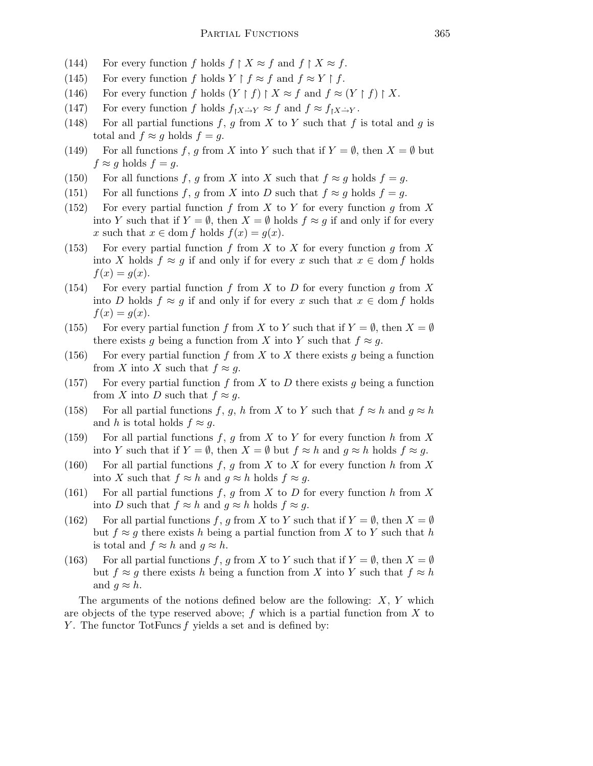(144) For every function $f$ holds $f \restriction X \approx f$ and $f \restriction X \approx f$.

(145) For every function $f$ holds $Y \restriction f \approx f$ and $f \approx Y \restriction f$.

(146) For every function $f$ holds $(Y \restriction f) \restriction X \approx f$ and $f \approx (Y \restriction f) \restriction X$.

(147) For every function $f$ holds $f_{\restriction X \dot{\to} Y} \approx f$ and $f \approx f_{\restriction X \dot{\to} Y}$.

(148) For all partial functions $f$, $g$ from $X$ to $Y$ such that $f$ is total and $g$ is total and $f \approx g$ holds $f = g$.

(149) For all functions $f$, $g$ from $X$ into $Y$ such that if $Y = \emptyset$, then $X = \emptyset$ but $f \approx g$ holds $f = g$.

(150) For all functions $f$, $g$ from $X$ into $X$ such that $f \approx g$ holds $f = g$.

(151) For all functions $f$, $g$ from $X$ into $D$ such that $f \approx g$ holds $f = g$.

(152) For every partial function $f$ from $X$ to $Y$ for every function $g$ from $X$ into $Y$ such that if $Y = \emptyset$, then $X = \emptyset$ holds $f \approx g$ if and only if for every $x$ such that $x \in \operatorname{dom} f$ holds $f(x) = g(x)$.

(153) For every partial function $f$ from $X$ to $X$ for every function $g$ from $X$ into $X$ holds $f \approx g$ if and only if for every $x$ such that $x \in \operatorname{dom} f$ holds $f(x) = g(x)$.

(154) For every partial function $f$ from $X$ to $D$ for every function $g$ from $X$ into $D$ holds $f \approx g$ if and only if for every $x$ such that $x \in \operatorname{dom} f$ holds $f(x) = g(x)$.

(155) For every partial function $f$ from $X$ to $Y$ such that if $Y = \emptyset$, then $X = \emptyset$ there exists $g$ being a function from $X$ into $Y$ such that $f \approx g$.

(156) For every partial function $f$ from $X$ to $X$ there exists $g$ being a function from $X$ into $X$ such that $f \approx g$.

(157) For every partial function $f$ from $X$ to $D$ there exists $g$ being a function from $X$ into $D$ such that $f \approx g$.

(158) For all partial functions $f$, $g$, $h$ from $X$ to $Y$ such that $f \approx h$ and $g \approx h$ and $h$ is total holds $f \approx g$.

(159) For all partial functions $f$, $g$ from $X$ to $Y$ for every function $h$ from $X$ into $Y$ such that if $Y = \emptyset$, then $X = \emptyset$ but $f \approx h$ and $g \approx h$ holds $f \approx g$.

(160) For all partial functions $f$, $g$ from $X$ to $X$ for every function $h$ from $X$ into $X$ such that $f \approx h$ and $g \approx h$ holds $f \approx g$.

(161) For all partial functions $f$, $g$ from $X$ to $D$ for every function $h$ from $X$ into $D$ such that $f \approx h$ and $g \approx h$ holds $f \approx g$.

(162) For all partial functions $f$, $g$ from $X$ to $Y$ such that if $Y = \emptyset$, then $X = \emptyset$ but $f \approx g$ there exists $h$ being a partial function from $X$ to $Y$ such that $h$ is total and $f \approx h$ and $g \approx h$.

(163) For all partial functions $f$, $g$ from $X$ to $Y$ such that if $Y = \emptyset$, then $X = \emptyset$ but $f \approx g$ there exists $h$ being a function from $X$ into $Y$ such that $f \approx h$ and $g \approx h$.

The arguments of the notions defined below are the following: $X$, $Y$ which are objects of the type reserved above; $f$ which is a partial function from $X$ to $Y$. The functor $\operatorname{TotFuncs} f$ yields a set and is defined by: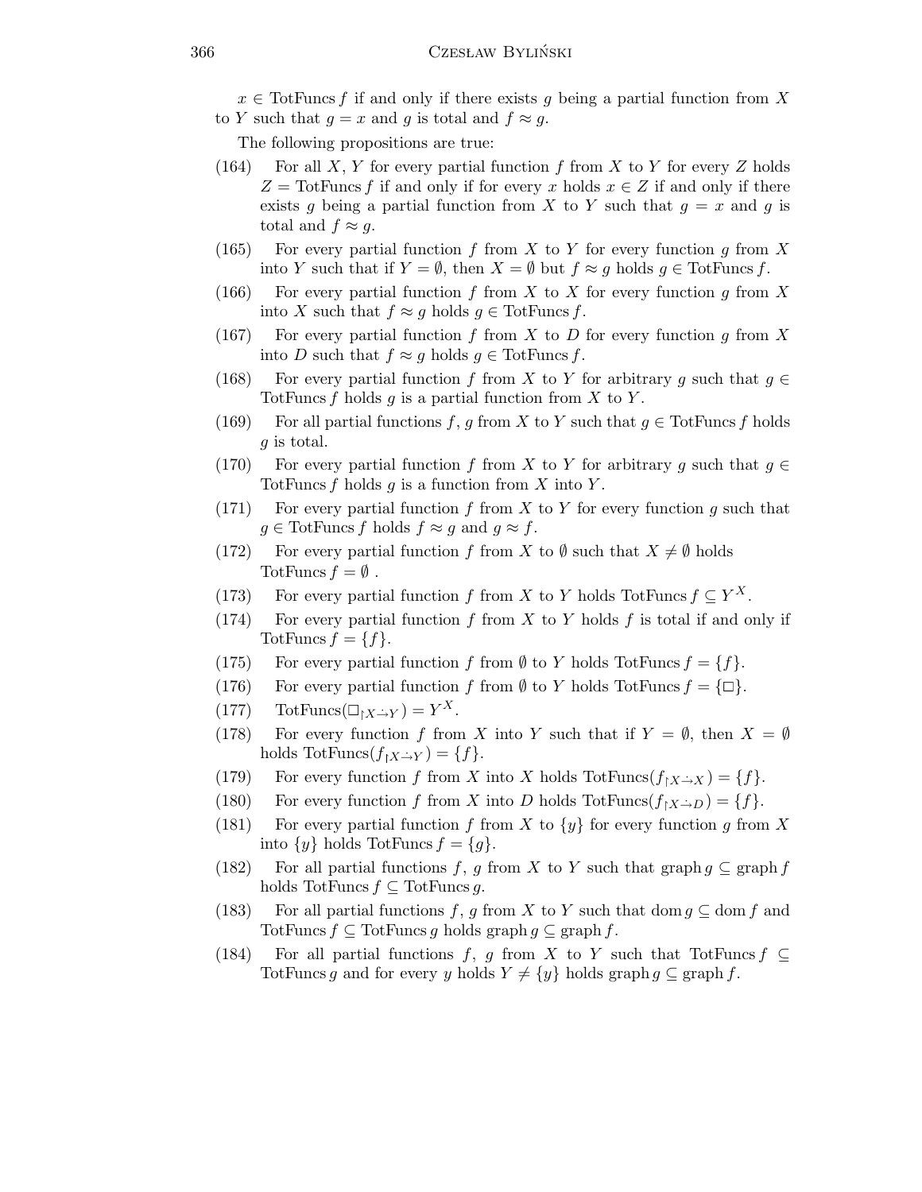$x \in \mathrm{TotFuncs}\, f$ if and only if there exists $g$ being a partial function from $X$ to $Y$ such that $g = x$ and $g$ is total and $f \approx g$.

The following propositions are true:

(164) For all $X$, $Y$ for every partial function $f$ from $X$ to $Y$ for every $Z$ holds $Z = \mathrm{TotFuncs}\, f$ if and only if for every $x$ holds $x \in Z$ if and only if there exists $g$ being a partial function from $X$ to $Y$ such that $g = x$ and $g$ is total and $f \approx g$.

(165) For every partial function $f$ from $X$ to $Y$ for every function $g$ from $X$ into $Y$ such that if $Y = \emptyset$, then $X = \emptyset$ but $f \approx g$ holds $g \in \mathrm{TotFuncs}\, f$.

(166) For every partial function $f$ from $X$ to $X$ for every function $g$ from $X$ into $X$ such that $f \approx g$ holds $g \in \mathrm{TotFuncs}\, f$.

(167) For every partial function $f$ from $X$ to $D$ for every function $g$ from $X$ into $D$ such that $f \approx g$ holds $g \in \mathrm{TotFuncs}\, f$.

(168) For every partial function $f$ from $X$ to $Y$ for arbitrary $g$ such that $g \in \mathrm{TotFuncs}\, f$ holds $g$ is a partial function from $X$ to $Y$.

(169) For all partial functions $f$, $g$ from $X$ to $Y$ such that $g \in \mathrm{TotFuncs}\, f$ holds $g$ is total.

(170) For every partial function $f$ from $X$ to $Y$ for arbitrary $g$ such that $g \in \mathrm{TotFuncs}\, f$ holds $g$ is a function from $X$ into $Y$.

(171) For every partial function $f$ from $X$ to $Y$ for every function $g$ such that $g \in \mathrm{TotFuncs}\, f$ holds $f \approx g$ and $g \approx f$.

(172) For every partial function $f$ from $X$ to $\emptyset$ such that $X \neq \emptyset$ holds $\mathrm{TotFuncs}\, f = \emptyset$ .

(173) For every partial function $f$ from $X$ to $Y$ holds $\mathrm{TotFuncs}\, f \subseteq Y^X$.

(174) For every partial function $f$ from $X$ to $Y$ holds $f$ is total if and only if $\mathrm{TotFuncs}\, f = \{f\}$.

(175) For every partial function $f$ from $\emptyset$ to $Y$ holds $\mathrm{TotFuncs}\, f = \{f\}$.

(176) For every partial function $f$ from $\emptyset$ to $Y$ holds $\mathrm{TotFuncs}\, f = \{\square\}$.

(177) $\mathrm{TotFuncs}(\square_{\restriction X \dot{\to} Y}) = Y^X$.

(178) For every function $f$ from $X$ into $Y$ such that if $Y = \emptyset$, then $X = \emptyset$ holds $\mathrm{TotFuncs}(f_{\restriction X \dot{\to} Y}) = \{f\}$.

(179) For every function $f$ from $X$ into $X$ holds $\mathrm{TotFuncs}(f_{\restriction X \dot{\to} X}) = \{f\}$.

(180) For every function $f$ from $X$ into $D$ holds $\mathrm{TotFuncs}(f_{\restriction X \dot{\to} D}) = \{f\}$.

(181) For every partial function $f$ from $X$ to $\{y\}$ for every function $g$ from $X$ into $\{y\}$ holds $\mathrm{TotFuncs}\, f = \{g\}$.

(182) For all partial functions $f$, $g$ from $X$ to $Y$ such that $\mathrm{graph}\, g \subseteq \mathrm{graph}\, f$ holds $\mathrm{TotFuncs}\, f \subseteq \mathrm{TotFuncs}\, g$.

(183) For all partial functions $f$, $g$ from $X$ to $Y$ such that $\mathrm{dom}\, g \subseteq \mathrm{dom}\, f$ and $\mathrm{TotFuncs}\, f \subseteq \mathrm{TotFuncs}\, g$ holds $\mathrm{graph}\, g \subseteq \mathrm{graph}\, f$.

(184) For all partial functions $f$, $g$ from $X$ to $Y$ such that $\mathrm{TotFuncs}\, f \subseteq \mathrm{TotFuncs}\, g$ and for every $y$ holds $Y \neq \{y\}$ holds $\mathrm{graph}\, g \subseteq \mathrm{graph}\, f$.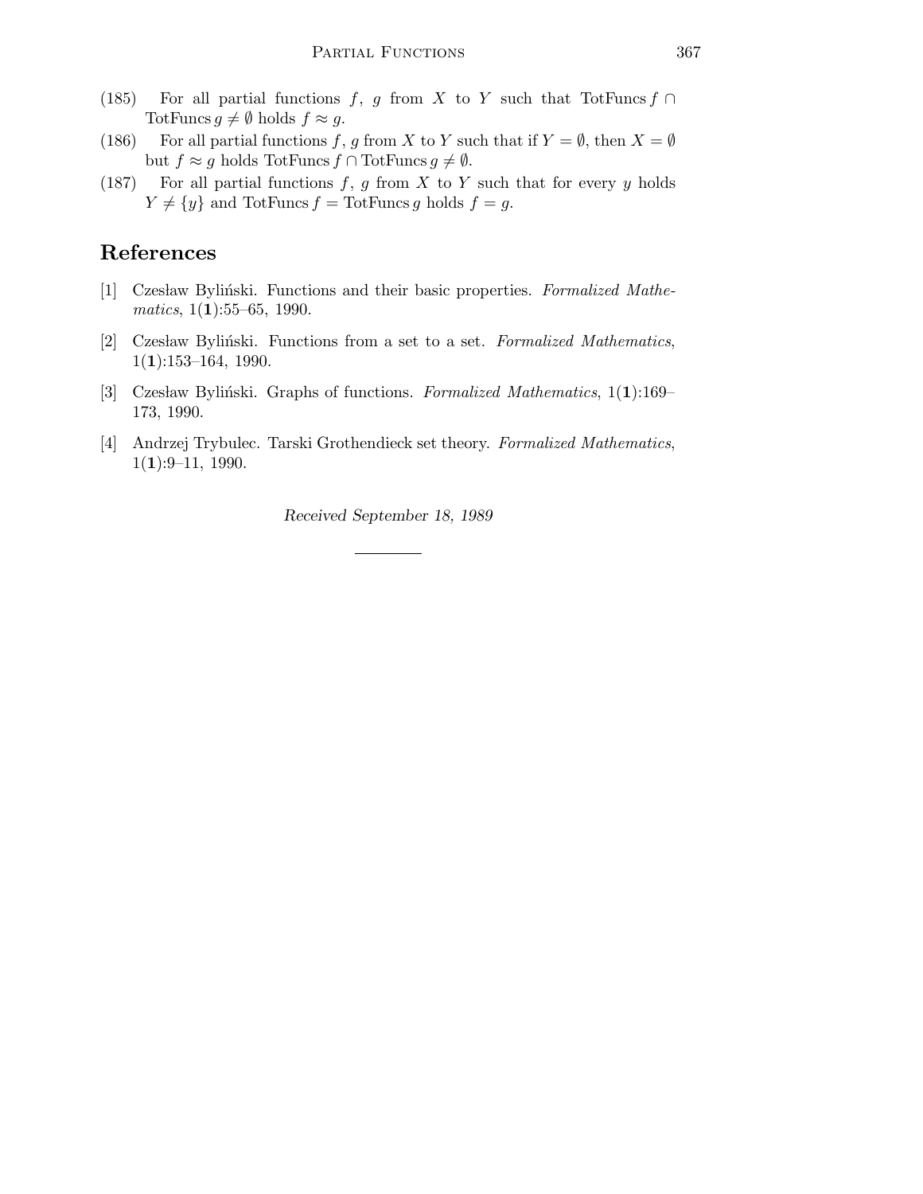(185) For all partial functions $f$, $g$ from $X$ to $Y$ such that $\mathrm{TotFuncs}\, f \cap \mathrm{TotFuncs}\, g \neq \emptyset$ holds $f \approx g$.

(186) For all partial functions $f$, $g$ from $X$ to $Y$ such that if $Y = \emptyset$, then $X = \emptyset$ but $f \approx g$ holds $\mathrm{TotFuncs}\, f \cap \mathrm{TotFuncs}\, g \neq \emptyset$.

(187) For all partial functions $f$, $g$ from $X$ to $Y$ such that for every $y$ holds $Y \neq \{y\}$ and $\mathrm{TotFuncs}\, f = \mathrm{TotFuncs}\, g$ holds $f = g$.

## References

[1] Czesław Byliński. Functions and their basic properties. *Formalized Mathematics*, 1(**1**):55–65, 1990.

[2] Czesław Byliński. Functions from a set to a set. *Formalized Mathematics*, 1(**1**):153–164, 1990.

[3] Czesław Byliński. Graphs of functions. *Formalized Mathematics*, 1(**1**):169–173, 1990.

[4] Andrzej Trybulec. Tarski Grothendieck set theory. *Formalized Mathematics*, 1(**1**):9–11, 1990.

*Received September 18, 1989*